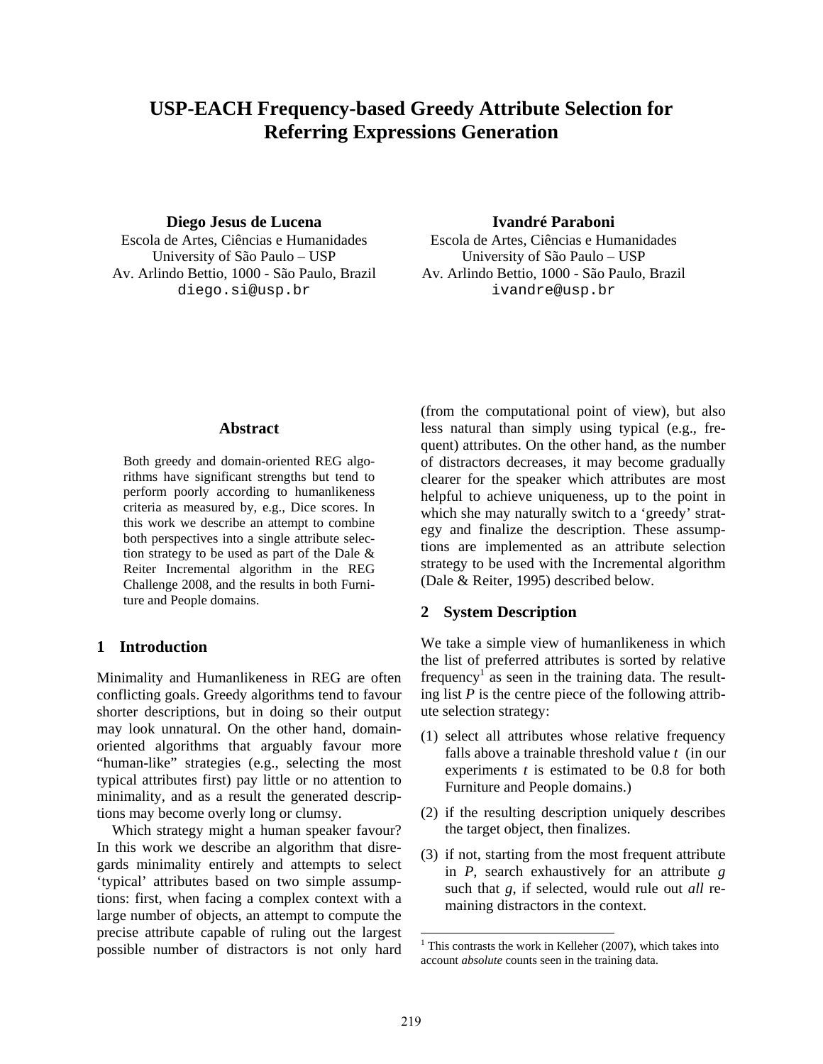# USP-EACH Frequency-based Greedy Attribute Selection for Referring Expressions Generation

**Diego Jesus de Lucena**
Escola de Artes, Ciências e Humanidades
University of São Paulo – USP
Av. Arlindo Bettio, 1000 - São Paulo, Brazil
diego.si@usp.br

**Ivandré Paraboni**
Escola de Artes, Ciências e Humanidades
University of São Paulo – USP
Av. Arlindo Bettio, 1000 - São Paulo, Brazil
ivandre@usp.br

## Abstract

Both greedy and domain-oriented REG algorithms have significant strengths but tend to perform poorly according to humanlikeness criteria as measured by, e.g., Dice scores. In this work we describe an attempt to combine both perspectives into a single attribute selection strategy to be used as part of the Dale & Reiter Incremental algorithm in the REG Challenge 2008, and the results in both Furniture and People domains.

## 1 Introduction

Minimality and Humanlikeness in REG are often conflicting goals. Greedy algorithms tend to favour shorter descriptions, but in doing so their output may look unnatural. On the other hand, domain-oriented algorithms that arguably favour more "human-like" strategies (e.g., selecting the most typical attributes first) pay little or no attention to minimality, and as a result the generated descriptions may become overly long or clumsy.

Which strategy might a human speaker favour? In this work we describe an algorithm that disregards minimality entirely and attempts to select 'typical' attributes based on two simple assumptions: first, when facing a complex context with a large number of objects, an attempt to compute the precise attribute capable of ruling out the largest possible number of distractors is not only hard (from the computational point of view), but also less natural than simply using typical (e.g., frequent) attributes. On the other hand, as the number of distractors decreases, it may become gradually clearer for the speaker which attributes are most helpful to achieve uniqueness, up to the point in which she may naturally switch to a 'greedy' strategy and finalize the description. These assumptions are implemented as an attribute selection strategy to be used with the Incremental algorithm (Dale & Reiter, 1995) described below.

## 2 System Description

We take a simple view of humanlikeness in which the list of preferred attributes is sorted by relative frequency[1] as seen in the training data. The resulting list *P* is the centre piece of the following attribute selection strategy:

(1) select all attributes whose relative frequency falls above a trainable threshold value *t* (in our experiments *t* is estimated to be 0.8 for both Furniture and People domains.)

(2) if the resulting description uniquely describes the target object, then finalizes.

(3) if not, starting from the most frequent attribute in *P*, search exhaustively for an attribute *g* such that *g*, if selected, would rule out *all* remaining distractors in the context.

[1] This contrasts the work in Kelleher (2007), which takes into account *absolute* counts seen in the training data.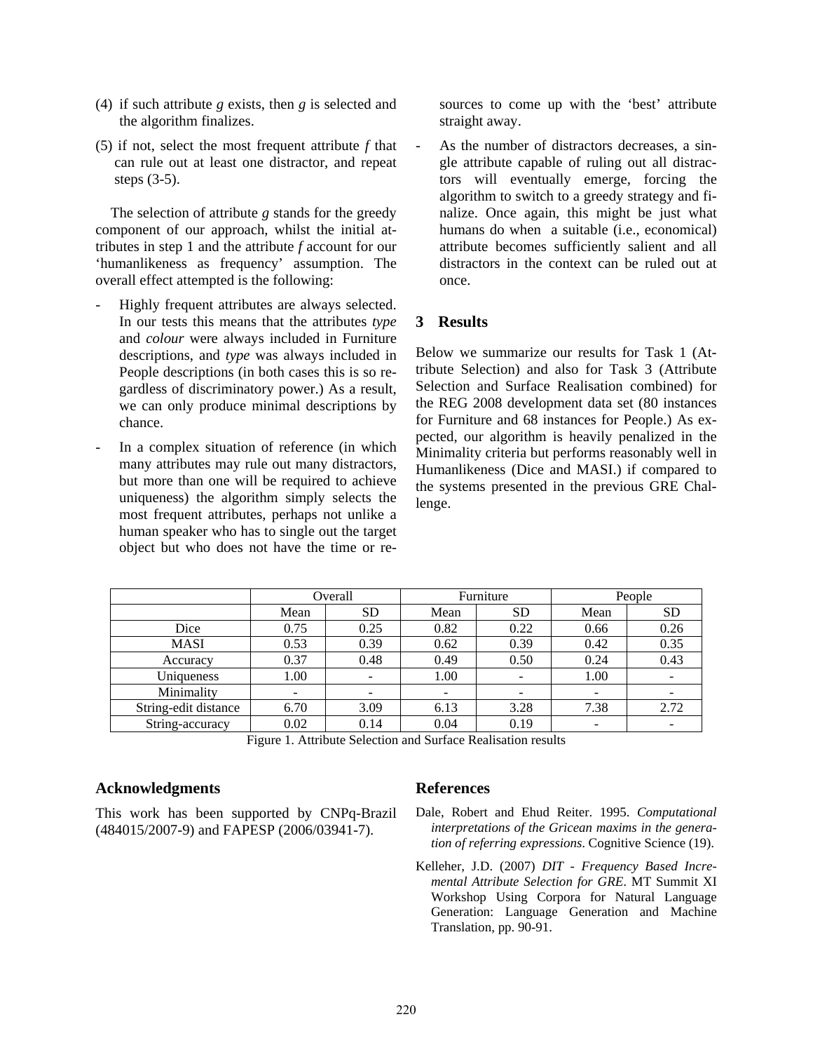(4) if such attribute *g* exists, then *g* is selected and the algorithm finalizes.

(5) if not, select the most frequent attribute *f* that can rule out at least one distractor, and repeat steps (3-5).

The selection of attribute *g* stands for the greedy component of our approach, whilst the initial attributes in step 1 and the attribute *f* account for our 'humanlikeness as frequency' assumption. The overall effect attempted is the following:

- Highly frequent attributes are always selected. In our tests this means that the attributes *type* and *colour* were always included in Furniture descriptions, and *type* was always included in People descriptions (in both cases this is so regardless of discriminatory power.) As a result, we can only produce minimal descriptions by chance.
- In a complex situation of reference (in which many attributes may rule out many distractors, but more than one will be required to achieve uniqueness) the algorithm simply selects the most frequent attributes, perhaps not unlike a human speaker who has to single out the target object but who does not have the time or resources to come up with the 'best' attribute straight away.
- As the number of distractors decreases, a single attribute capable of ruling out all distractors will eventually emerge, forcing the algorithm to switch to a greedy strategy and finalize. Once again, this might be just what humans do when a suitable (i.e., economical) attribute becomes sufficiently salient and all distractors in the context can be ruled out at once.

## 3 Results

Below we summarize our results for Task 1 (Attribute Selection) and also for Task 3 (Attribute Selection and Surface Realisation combined) for the REG 2008 development data set (80 instances for Furniture and 68 instances for People.) As expected, our algorithm is heavily penalized in the Minimality criteria but performs reasonably well in Humanlikeness (Dice and MASI.) if compared to the systems presented in the previous GRE Challenge.

| | Overall | | Furniture | | People | |
|---|---|---|---|---|---|---|
| | Mean | SD | Mean | SD | Mean | SD |
| Dice | 0.75 | 0.25 | 0.82 | 0.22 | 0.66 | 0.26 |
| MASI | 0.53 | 0.39 | 0.62 | 0.39 | 0.42 | 0.35 |
| Accuracy | 0.37 | 0.48 | 0.49 | 0.50 | 0.24 | 0.43 |
| Uniqueness | 1.00 | - | 1.00 | - | 1.00 | - |
| Minimality | - | - | - | - | - | - |
| String-edit distance | 6.70 | 3.09 | 6.13 | 3.28 | 7.38 | 2.72 |
| String-accuracy | 0.02 | 0.14 | 0.04 | 0.19 | - | - |

Figure 1. Attribute Selection and Surface Realisation results

## Acknowledgments

This work has been supported by CNPq-Brazil (484015/2007-9) and FAPESP (2006/03941-7).

## References

Dale, Robert and Ehud Reiter. 1995. *Computational interpretations of the Gricean maxims in the generation of referring expressions*. Cognitive Science (19).

Kelleher, J.D. (2007) *DIT - Frequency Based Incremental Attribute Selection for GRE*. MT Summit XI Workshop Using Corpora for Natural Language Generation: Language Generation and Machine Translation, pp. 90-91.